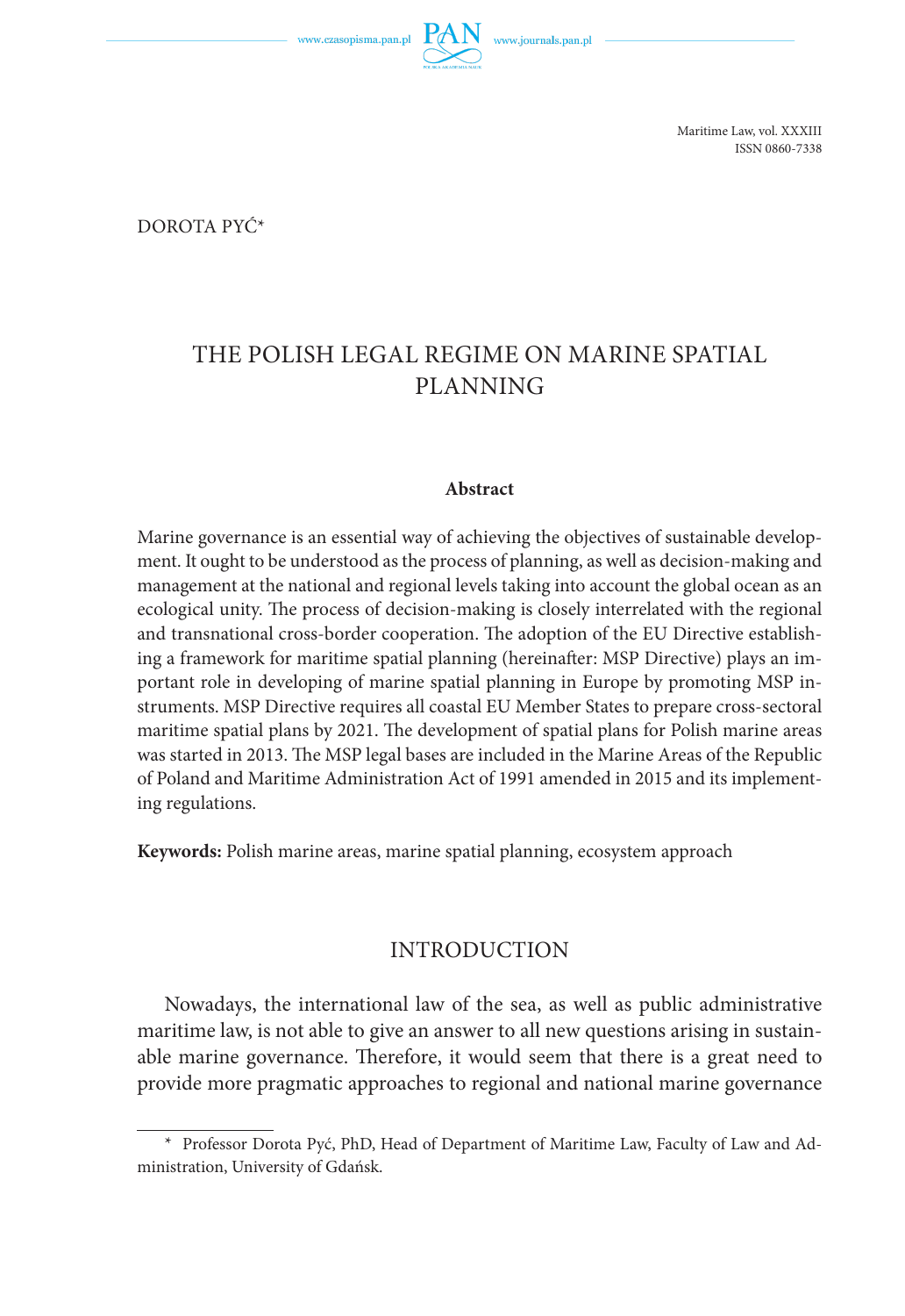DOROTA PYĆ*

# THE POLISH LEGAL REGIME ON MARINE SPATIAL PLANNING

**Abstract**

Marine governance is an essential way of achieving the objectives of sustainable development. It ought to be understood as the process of planning, as well as decision-making and management at the national and regional levels taking into account the global ocean as an ecological unity. The process of decision-making is closely interrelated with the regional and transnational cross-border cooperation. The adoption of the EU Directive establishing a framework for maritime spatial planning (hereinafter: MSP Directive) plays an important role in developing of marine spatial planning in Europe by promoting MSP instruments. MSP Directive requires all coastal EU Member States to prepare cross-sectoral maritime spatial plans by 2021. The development of spatial plans for Polish marine areas was started in 2013. The MSP legal bases are included in the Marine Areas of the Republic of Poland and Maritime Administration Act of 1991 amended in 2015 and its implementing regulations.

**Keywords:** Polish marine areas, marine spatial planning, ecosystem approach

## INTRODUCTION

Nowadays, the international law of the sea, as well as public administrative maritime law, is not able to give an answer to all new questions arising in sustainable marine governance. Therefore, it would seem that there is a great need to provide more pragmatic approaches to regional and national marine governance

---

\* Professor Dorota Pyć, PhD, Head of Department of Maritime Law, Faculty of Law and Administration, University of Gdańsk.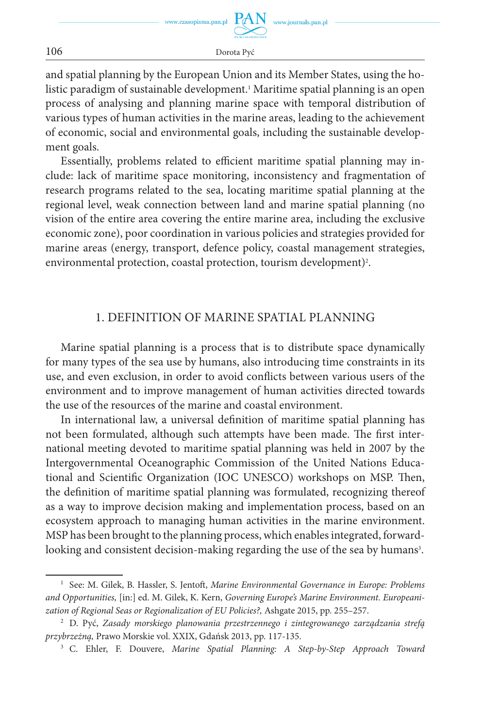and spatial planning by the European Union and its Member States, using the holistic paradigm of sustainable development.[1] Maritime spatial planning is an open process of analysing and planning marine space with temporal distribution of various types of human activities in the marine areas, leading to the achievement of economic, social and environmental goals, including the sustainable development goals.

Essentially, problems related to efficient maritime spatial planning may include: lack of maritime space monitoring, inconsistency and fragmentation of research programs related to the sea, locating maritime spatial planning at the regional level, weak connection between land and marine spatial planning (no vision of the entire area covering the entire marine area, including the exclusive economic zone), poor coordination in various policies and strategies provided for marine areas (energy, transport, defence policy, coastal management strategies, environmental protection, coastal protection, tourism development)[2].

## 1. DEFINITION OF MARINE SPATIAL PLANNING

Marine spatial planning is a process that is to distribute space dynamically for many types of the sea use by humans, also introducing time constraints in its use, and even exclusion, in order to avoid conflicts between various users of the environment and to improve management of human activities directed towards the use of the resources of the marine and coastal environment.

In international law, a universal definition of maritime spatial planning has not been formulated, although such attempts have been made. The first international meeting devoted to maritime spatial planning was held in 2007 by the Intergovernmental Oceanographic Commission of the United Nations Educational and Scientific Organization (IOC UNESCO) workshops on MSP. Then, the definition of maritime spatial planning was formulated, recognizing thereof as a way to improve decision making and implementation process, based on an ecosystem approach to managing human activities in the marine environment. MSP has been brought to the planning process, which enables integrated, forward-looking and consistent decision-making regarding the use of the sea by humans[3].

---

[1] See: M. Gilek, B. Hassler, S. Jentoft, *Marine Environmental Governance in Europe: Problems and Opportunities,* [in:] ed. M. Gilek, K. Kern, *Governing Europe's Marine Environment. Europeanization of Regional Seas or Regionalization of EU Policies?,* Ashgate 2015, pp. 255–257.

[2] D. Pyć, *Zasady morskiego planowania przestrzennego i zintegrowanego zarządzania strefą przybrzeżną,* Prawo Morskie vol. XXIX, Gdańsk 2013, pp. 117-135.

[3] C. Ehler, F. Douvere, *Marine Spatial Planning: A Step-by-Step Approach Toward*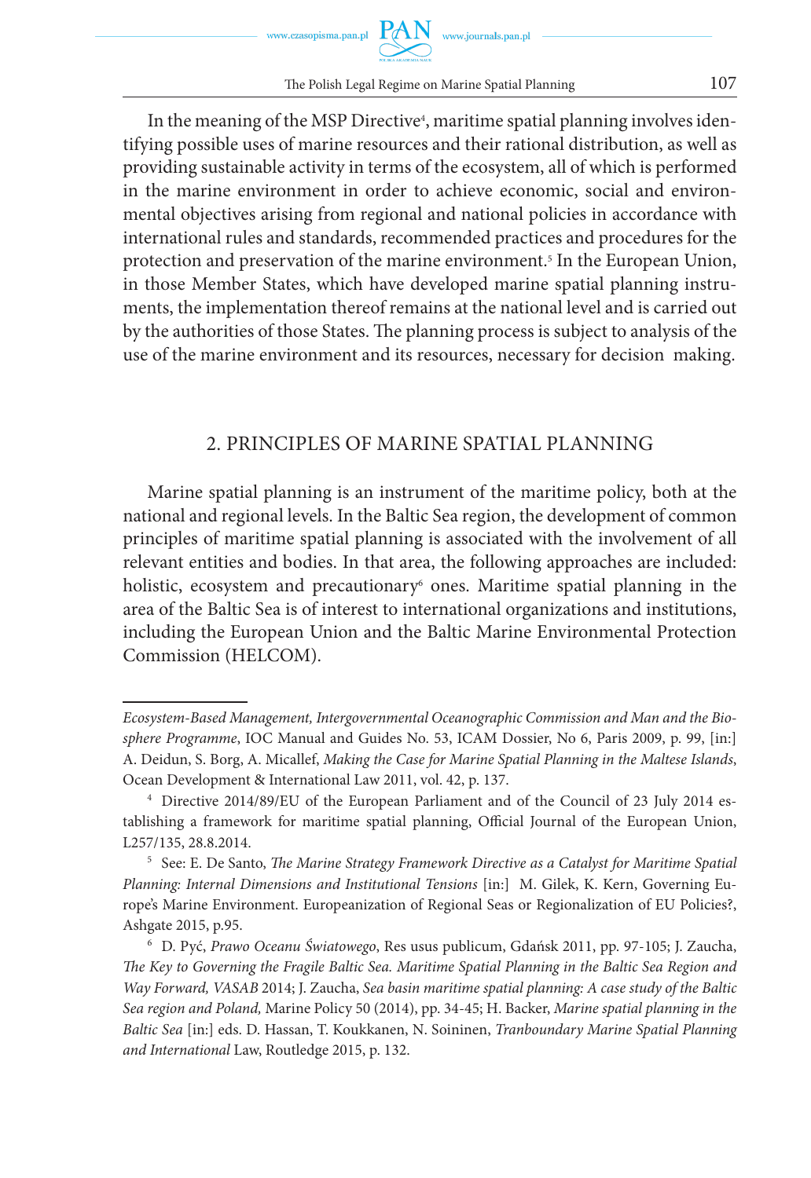In the meaning of the MSP Directive[4], maritime spatial planning involves identifying possible uses of marine resources and their rational distribution, as well as providing sustainable activity in terms of the ecosystem, all of which is performed in the marine environment in order to achieve economic, social and environmental objectives arising from regional and national policies in accordance with international rules and standards, recommended practices and procedures for the protection and preservation of the marine environment.[5] In the European Union, in those Member States, which have developed marine spatial planning instruments, the implementation thereof remains at the national level and is carried out by the authorities of those States. The planning process is subject to analysis of the use of the marine environment and its resources, necessary for decision making.

## 2. PRINCIPLES OF MARINE SPATIAL PLANNING

Marine spatial planning is an instrument of the maritime policy, both at the national and regional levels. In the Baltic Sea region, the development of common principles of maritime spatial planning is associated with the involvement of all relevant entities and bodies. In that area, the following approaches are included: holistic, ecosystem and precautionary[6] ones. Maritime spatial planning in the area of the Baltic Sea is of interest to international organizations and institutions, including the European Union and the Baltic Marine Environmental Protection Commission (HELCOM).

---

*Ecosystem-Based Management, Intergovernmental Oceanographic Commission and Man and the Biosphere Programme*, IOC Manual and Guides No. 53, ICAM Dossier, No 6, Paris 2009, p. 99, [in:] A. Deidun, S. Borg, A. Micallef, *Making the Case for Marine Spatial Planning in the Maltese Islands*, Ocean Development & International Law 2011, vol. 42, p. 137.

[4] Directive 2014/89/EU of the European Parliament and of the Council of 23 July 2014 establishing a framework for maritime spatial planning, Official Journal of the European Union, L257/135, 28.8.2014.

[5] See: E. De Santo, *The Marine Strategy Framework Directive as a Catalyst for Maritime Spatial Planning: Internal Dimensions and Institutional Tensions* [in:] M. Gilek, K. Kern, Governing Europe's Marine Environment. Europeanization of Regional Seas or Regionalization of EU Policies?, Ashgate 2015, p.95.

[6] D. Pyć, *Prawo Oceanu Światowego*, Res usus publicum, Gdańsk 2011, pp. 97-105; J. Zaucha, *The Key to Governing the Fragile Baltic Sea. Maritime Spatial Planning in the Baltic Sea Region and Way Forward, VASAB* 2014; J. Zaucha, *Sea basin maritime spatial planning: A case study of the Baltic Sea region and Poland,* Marine Policy 50 (2014), pp. 34-45; H. Backer, *Marine spatial planning in the Baltic Sea* [in:] eds. D. Hassan, T. Koukkanen, N. Soininen, *Tranboundary Marine Spatial Planning and International* Law, Routledge 2015, p. 132.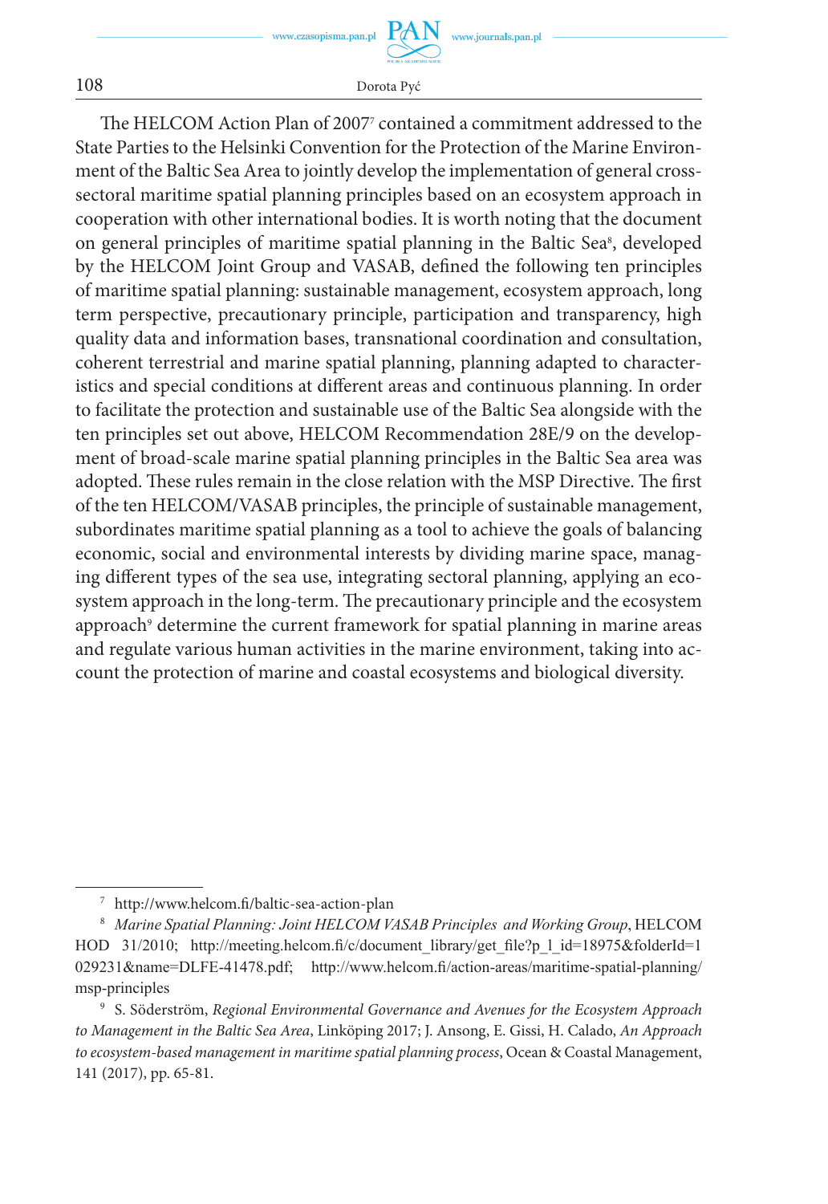The HELCOM Action Plan of 2007[7] contained a commitment addressed to the State Parties to the Helsinki Convention for the Protection of the Marine Environment of the Baltic Sea Area to jointly develop the implementation of general cross-sectoral maritime spatial planning principles based on an ecosystem approach in cooperation with other international bodies. It is worth noting that the document on general principles of maritime spatial planning in the Baltic Sea[8], developed by the HELCOM Joint Group and VASAB, defined the following ten principles of maritime spatial planning: sustainable management, ecosystem approach, long term perspective, precautionary principle, participation and transparency, high quality data and information bases, transnational coordination and consultation, coherent terrestrial and marine spatial planning, planning adapted to characteristics and special conditions at different areas and continuous planning. In order to facilitate the protection and sustainable use of the Baltic Sea alongside with the ten principles set out above, HELCOM Recommendation 28E/9 on the development of broad-scale marine spatial planning principles in the Baltic Sea area was adopted. These rules remain in the close relation with the MSP Directive. The first of the ten HELCOM/VASAB principles, the principle of sustainable management, subordinates maritime spatial planning as a tool to achieve the goals of balancing economic, social and environmental interests by dividing marine space, managing different types of the sea use, integrating sectoral planning, applying an ecosystem approach in the long-term. The precautionary principle and the ecosystem approach[9] determine the current framework for spatial planning in marine areas and regulate various human activities in the marine environment, taking into account the protection of marine and coastal ecosystems and biological diversity.

---

[7] http://www.helcom.fi/baltic-sea-action-plan

[8] *Marine Spatial Planning: Joint HELCOM VASAB Principles and Working Group*, HELCOM HOD 31/2010; http://meeting.helcom.fi/c/document_library/get_file?p_l_id=18975&folderId=1029231&name=DLFE-41478.pdf; http://www.helcom.fi/action-areas/maritime-spatial-planning/msp-principles

[9] S. Söderström, *Regional Environmental Governance and Avenues for the Ecosystem Approach to Management in the Baltic Sea Area*, Linköping 2017; J. Ansong, E. Gissi, H. Calado, *An Approach to ecosystem-based management in maritime spatial planning process*, Ocean & Coastal Management, 141 (2017), pp. 65-81.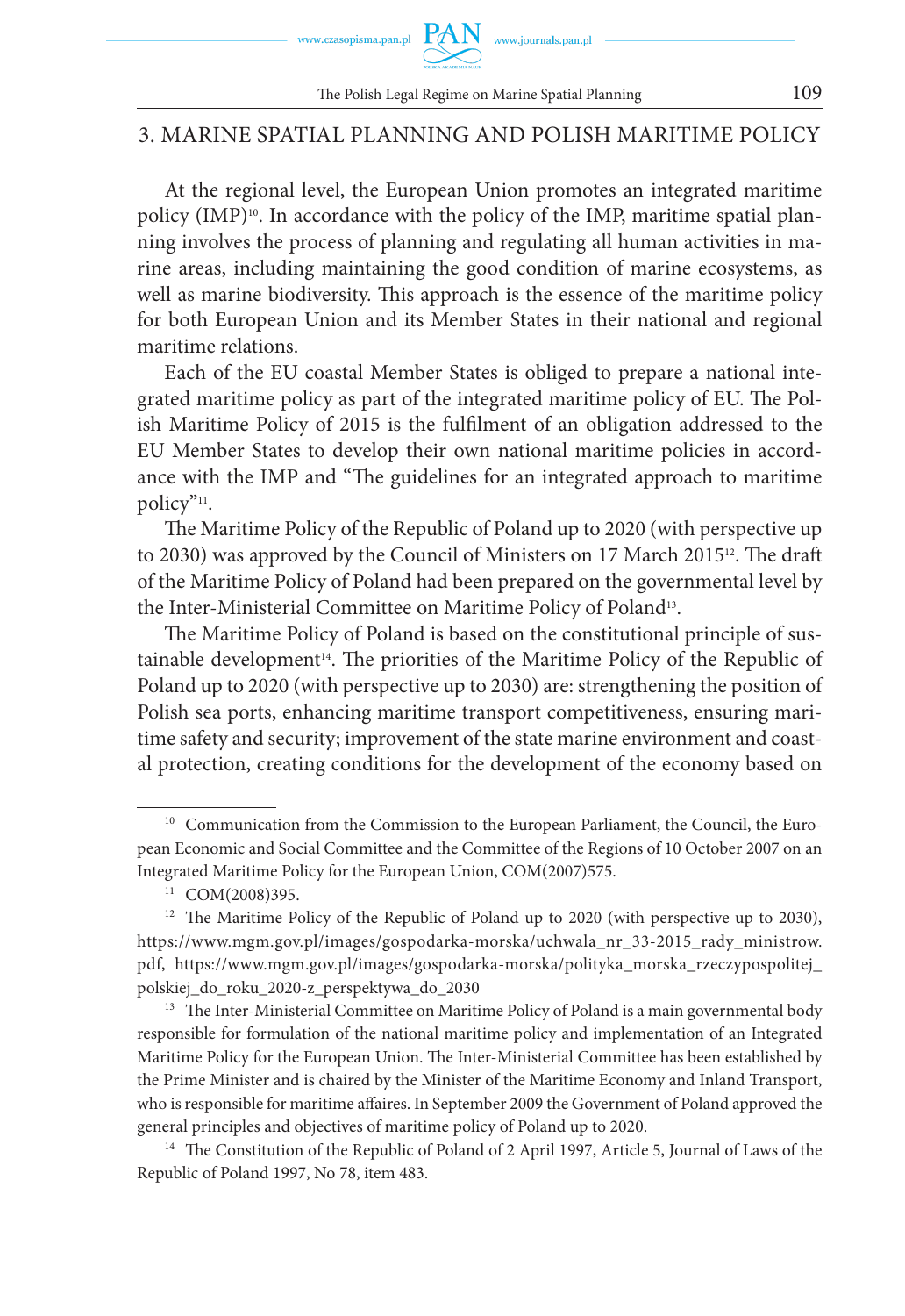## 3. MARINE SPATIAL PLANNING AND POLISH MARITIME POLICY

At the regional level, the European Union promotes an integrated maritime policy (IMP)[10]. In accordance with the policy of the IMP, maritime spatial planning involves the process of planning and regulating all human activities in marine areas, including maintaining the good condition of marine ecosystems, as well as marine biodiversity. This approach is the essence of the maritime policy for both European Union and its Member States in their national and regional maritime relations.

Each of the EU coastal Member States is obliged to prepare a national integrated maritime policy as part of the integrated maritime policy of EU. The Polish Maritime Policy of 2015 is the fulfilment of an obligation addressed to the EU Member States to develop their own national maritime policies in accordance with the IMP and "The guidelines for an integrated approach to maritime policy"[11].

The Maritime Policy of the Republic of Poland up to 2020 (with perspective up to 2030) was approved by the Council of Ministers on 17 March 2015[12]. The draft of the Maritime Policy of Poland had been prepared on the governmental level by the Inter-Ministerial Committee on Maritime Policy of Poland[13].

The Maritime Policy of Poland is based on the constitutional principle of sustainable development[14]. The priorities of the Maritime Policy of the Republic of Poland up to 2020 (with perspective up to 2030) are: strengthening the position of Polish sea ports, enhancing maritime transport competitiveness, ensuring maritime safety and security; improvement of the state marine environment and coastal protection, creating conditions for the development of the economy based on

---

[10] Communication from the Commission to the European Parliament, the Council, the European Economic and Social Committee and the Committee of the Regions of 10 October 2007 on an Integrated Maritime Policy for the European Union, COM(2007)575.

[11] COM(2008)395.

[12] The Maritime Policy of the Republic of Poland up to 2020 (with perspective up to 2030), https://www.mgm.gov.pl/images/gospodarka-morska/uchwala_nr_33-2015_rady_ministrow.pdf, https://www.mgm.gov.pl/images/gospodarka-morska/polityka_morska_rzeczypospolitej_polskiej_do_roku_2020-z_perspektywa_do_2030

[13] The Inter-Ministerial Committee on Maritime Policy of Poland is a main governmental body responsible for formulation of the national maritime policy and implementation of an Integrated Maritime Policy for the European Union. The Inter-Ministerial Committee has been established by the Prime Minister and is chaired by the Minister of the Maritime Economy and Inland Transport, who is responsible for maritime affaires. In September 2009 the Government of Poland approved the general principles and objectives of maritime policy of Poland up to 2020.

[14] The Constitution of the Republic of Poland of 2 April 1997, Article 5, Journal of Laws of the Republic of Poland 1997, No 78, item 483.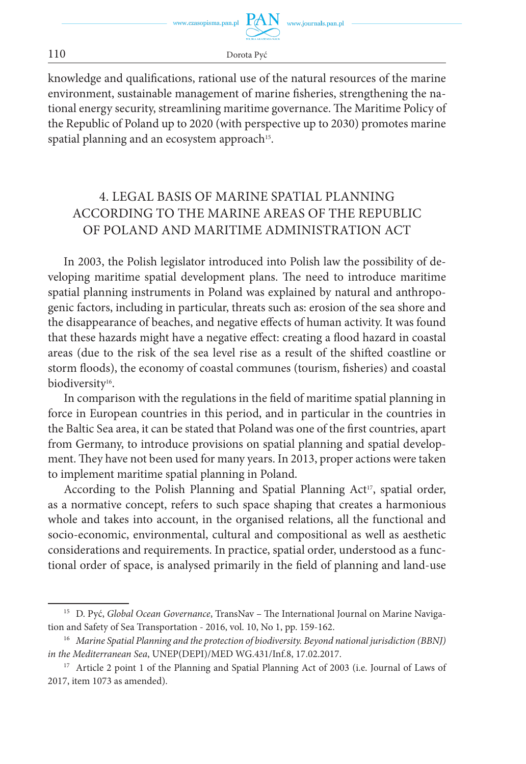knowledge and qualifications, rational use of the natural resources of the marine environment, sustainable management of marine fisheries, strengthening the national energy security, streamlining maritime governance. The Maritime Policy of the Republic of Poland up to 2020 (with perspective up to 2030) promotes marine spatial planning and an ecosystem approach[15].

## 4. LEGAL BASIS OF MARINE SPATIAL PLANNING ACCORDING TO THE MARINE AREAS OF THE REPUBLIC OF POLAND AND MARITIME ADMINISTRATION ACT

In 2003, the Polish legislator introduced into Polish law the possibility of developing maritime spatial development plans. The need to introduce maritime spatial planning instruments in Poland was explained by natural and anthropogenic factors, including in particular, threats such as: erosion of the sea shore and the disappearance of beaches, and negative effects of human activity. It was found that these hazards might have a negative effect: creating a flood hazard in coastal areas (due to the risk of the sea level rise as a result of the shifted coastline or storm floods), the economy of coastal communes (tourism, fisheries) and coastal biodiversity[16].

In comparison with the regulations in the field of maritime spatial planning in force in European countries in this period, and in particular in the countries in the Baltic Sea area, it can be stated that Poland was one of the first countries, apart from Germany, to introduce provisions on spatial planning and spatial development. They have not been used for many years. In 2013, proper actions were taken to implement maritime spatial planning in Poland.

According to the Polish Planning and Spatial Planning Act[17], spatial order, as a normative concept, refers to such space shaping that creates a harmonious whole and takes into account, in the organised relations, all the functional and socio-economic, environmental, cultural and compositional as well as aesthetic considerations and requirements. In practice, spatial order, understood as a functional order of space, is analysed primarily in the field of planning and land-use

---

[15] D. Pyć, *Global Ocean Governance*, TransNav – The International Journal on Marine Navigation and Safety of Sea Transportation - 2016, vol. 10, No 1, pp. 159-162.

[16] *Marine Spatial Planning and the protection of biodiversity. Beyond national jurisdiction (BBNJ) in the Mediterranean Sea*, UNEP(DEPI)/MED WG.431/Inf.8, 17.02.2017.

[17] Article 2 point 1 of the Planning and Spatial Planning Act of 2003 (i.e. Journal of Laws of 2017, item 1073 as amended).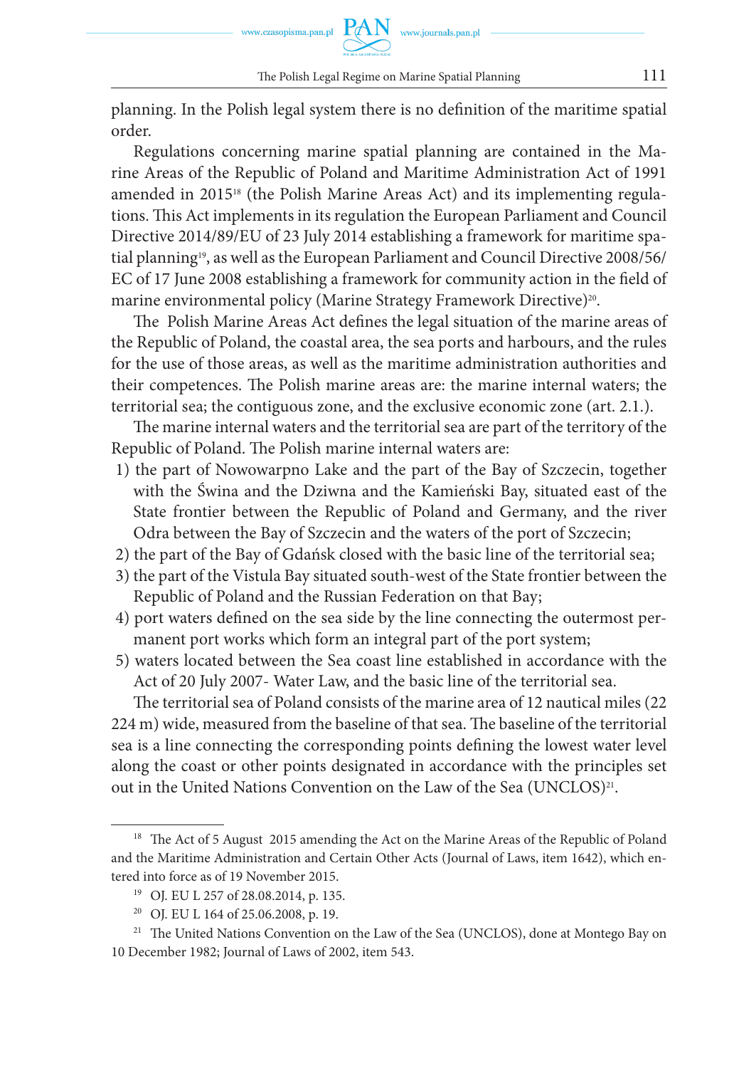planning. In the Polish legal system there is no definition of the maritime spatial order.

Regulations concerning marine spatial planning are contained in the Marine Areas of the Republic of Poland and Maritime Administration Act of 1991 amended in 2015[18] (the Polish Marine Areas Act) and its implementing regulations. This Act implements in its regulation the European Parliament and Council Directive 2014/89/EU of 23 July 2014 establishing a framework for maritime spatial planning[19], as well as the European Parliament and Council Directive 2008/56/EC of 17 June 2008 establishing a framework for community action in the field of marine environmental policy (Marine Strategy Framework Directive)[20].

The Polish Marine Areas Act defines the legal situation of the marine areas of the Republic of Poland, the coastal area, the sea ports and harbours, and the rules for the use of those areas, as well as the maritime administration authorities and their competences. The Polish marine areas are: the marine internal waters; the territorial sea; the contiguous zone, and the exclusive economic zone (art. 2.1.).

The marine internal waters and the territorial sea are part of the territory of the Republic of Poland. The Polish marine internal waters are:

1) the part of Nowowarpno Lake and the part of the Bay of Szczecin, together with the Świna and the Dziwna and the Kamieński Bay, situated east of the State frontier between the Republic of Poland and Germany, and the river Odra between the Bay of Szczecin and the waters of the port of Szczecin;
2) the part of the Bay of Gdańsk closed with the basic line of the territorial sea;
3) the part of the Vistula Bay situated south-west of the State frontier between the Republic of Poland and the Russian Federation on that Bay;
4) port waters defined on the sea side by the line connecting the outermost permanent port works which form an integral part of the port system;
5) waters located between the Sea coast line established in accordance with the Act of 20 July 2007- Water Law, and the basic line of the territorial sea.

The territorial sea of Poland consists of the marine area of 12 nautical miles (22 224 m) wide, measured from the baseline of that sea. The baseline of the territorial sea is a line connecting the corresponding points defining the lowest water level along the coast or other points designated in accordance with the principles set out in the United Nations Convention on the Law of the Sea (UNCLOS)[21].

---

[18] The Act of 5 August 2015 amending the Act on the Marine Areas of the Republic of Poland and the Maritime Administration and Certain Other Acts (Journal of Laws, item 1642), which entered into force as of 19 November 2015.

[19] OJ. EU L 257 of 28.08.2014, p. 135.

[20] OJ. EU L 164 of 25.06.2008, p. 19.

[21] The United Nations Convention on the Law of the Sea (UNCLOS), done at Montego Bay on 10 December 1982; Journal of Laws of 2002, item 543.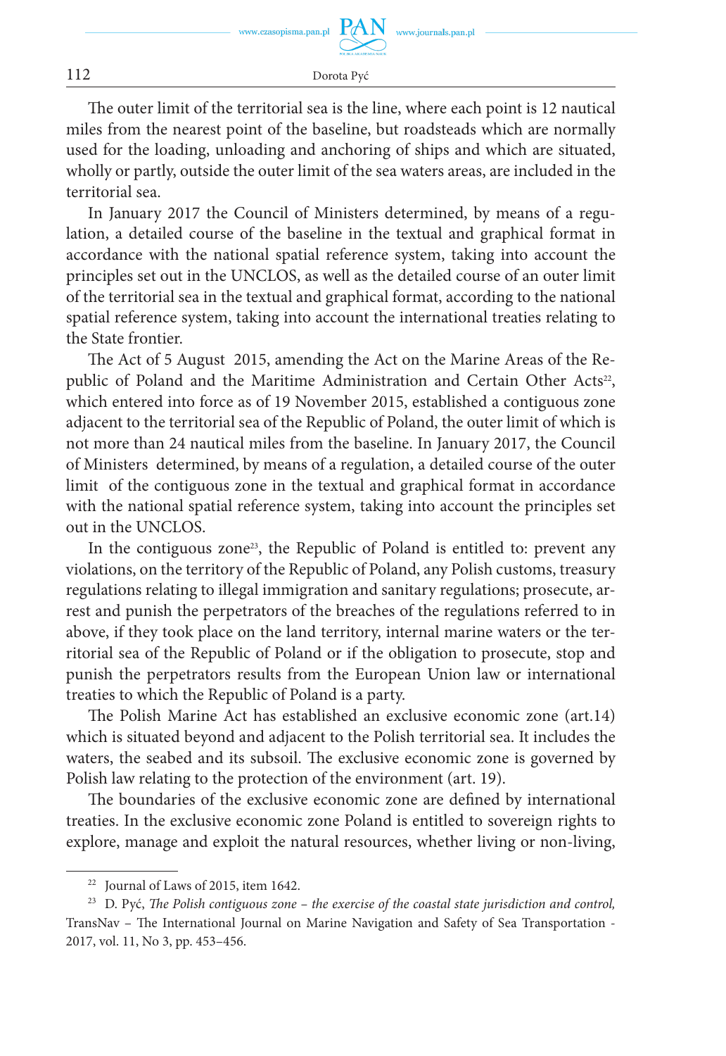The outer limit of the territorial sea is the line, where each point is 12 nautical miles from the nearest point of the baseline, but roadsteads which are normally used for the loading, unloading and anchoring of ships and which are situated, wholly or partly, outside the outer limit of the sea waters areas, are included in the territorial sea.

In January 2017 the Council of Ministers determined, by means of a regulation, a detailed course of the baseline in the textual and graphical format in accordance with the national spatial reference system, taking into account the principles set out in the UNCLOS, as well as the detailed course of an outer limit of the territorial sea in the textual and graphical format, according to the national spatial reference system, taking into account the international treaties relating to the State frontier.

The Act of 5 August 2015, amending the Act on the Marine Areas of the Republic of Poland and the Maritime Administration and Certain Other Acts[22], which entered into force as of 19 November 2015, established a contiguous zone adjacent to the territorial sea of the Republic of Poland, the outer limit of which is not more than 24 nautical miles from the baseline. In January 2017, the Council of Ministers determined, by means of a regulation, a detailed course of the outer limit of the contiguous zone in the textual and graphical format in accordance with the national spatial reference system, taking into account the principles set out in the UNCLOS.

In the contiguous zone[23], the Republic of Poland is entitled to: prevent any violations, on the territory of the Republic of Poland, any Polish customs, treasury regulations relating to illegal immigration and sanitary regulations; prosecute, arrest and punish the perpetrators of the breaches of the regulations referred to in above, if they took place on the land territory, internal marine waters or the territorial sea of the Republic of Poland or if the obligation to prosecute, stop and punish the perpetrators results from the European Union law or international treaties to which the Republic of Poland is a party.

The Polish Marine Act has established an exclusive economic zone (art.14) which is situated beyond and adjacent to the Polish territorial sea. It includes the waters, the seabed and its subsoil. The exclusive economic zone is governed by Polish law relating to the protection of the environment (art. 19).

The boundaries of the exclusive economic zone are defined by international treaties. In the exclusive economic zone Poland is entitled to sovereign rights to explore, manage and exploit the natural resources, whether living or non-living,

---

[22] Journal of Laws of 2015, item 1642.

[23] D. Pyć, *The Polish contiguous zone – the exercise of the coastal state jurisdiction and control,* TransNav – The International Journal on Marine Navigation and Safety of Sea Transportation - 2017, vol. 11, No 3, pp. 453–456.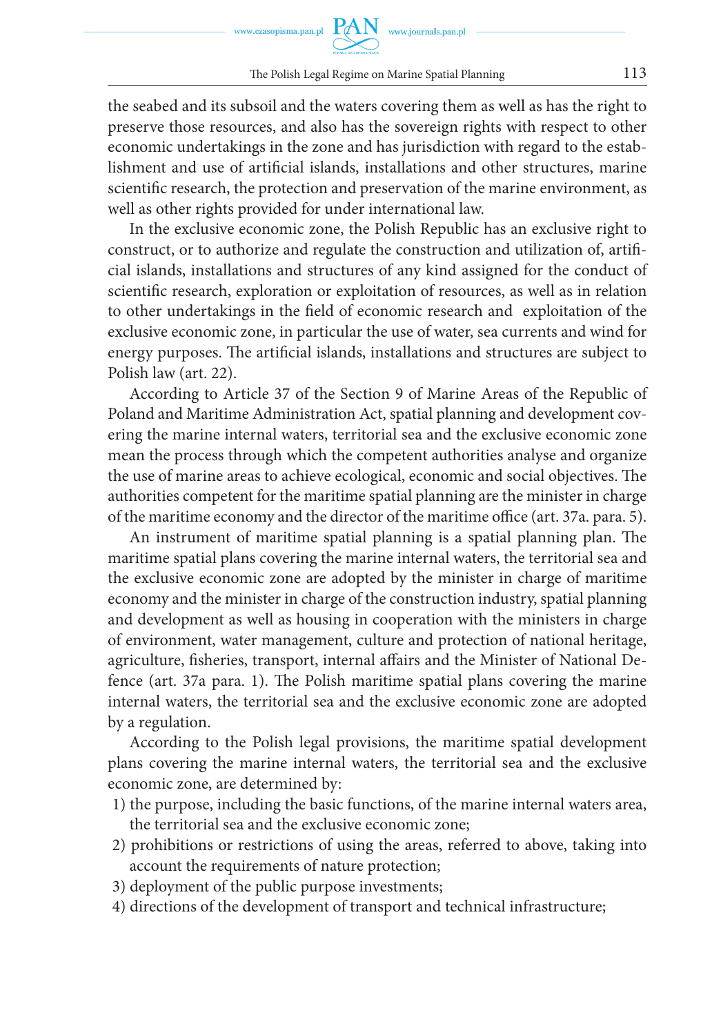the seabed and its subsoil and the waters covering them as well as has the right to preserve those resources, and also has the sovereign rights with respect to other economic undertakings in the zone and has jurisdiction with regard to the establishment and use of artificial islands, installations and other structures, marine scientific research, the protection and preservation of the marine environment, as well as other rights provided for under international law.

In the exclusive economic zone, the Polish Republic has an exclusive right to construct, or to authorize and regulate the construction and utilization of, artificial islands, installations and structures of any kind assigned for the conduct of scientific research, exploration or exploitation of resources, as well as in relation to other undertakings in the field of economic research and exploitation of the exclusive economic zone, in particular the use of water, sea currents and wind for energy purposes. The artificial islands, installations and structures are subject to Polish law (art. 22).

According to Article 37 of the Section 9 of Marine Areas of the Republic of Poland and Maritime Administration Act, spatial planning and development covering the marine internal waters, territorial sea and the exclusive economic zone mean the process through which the competent authorities analyse and organize the use of marine areas to achieve ecological, economic and social objectives. The authorities competent for the maritime spatial planning are the minister in charge of the maritime economy and the director of the maritime office (art. 37a. para. 5).

An instrument of maritime spatial planning is a spatial planning plan. The maritime spatial plans covering the marine internal waters, the territorial sea and the exclusive economic zone are adopted by the minister in charge of maritime economy and the minister in charge of the construction industry, spatial planning and development as well as housing in cooperation with the ministers in charge of environment, water management, culture and protection of national heritage, agriculture, fisheries, transport, internal affairs and the Minister of National Defence (art. 37a para. 1). The Polish maritime spatial plans covering the marine internal waters, the territorial sea and the exclusive economic zone are adopted by a regulation.

According to the Polish legal provisions, the maritime spatial development plans covering the marine internal waters, the territorial sea and the exclusive economic zone, are determined by:

1) the purpose, including the basic functions, of the marine internal waters area, the territorial sea and the exclusive economic zone;
2) prohibitions or restrictions of using the areas, referred to above, taking into account the requirements of nature protection;
3) deployment of the public purpose investments;
4) directions of the development of transport and technical infrastructure;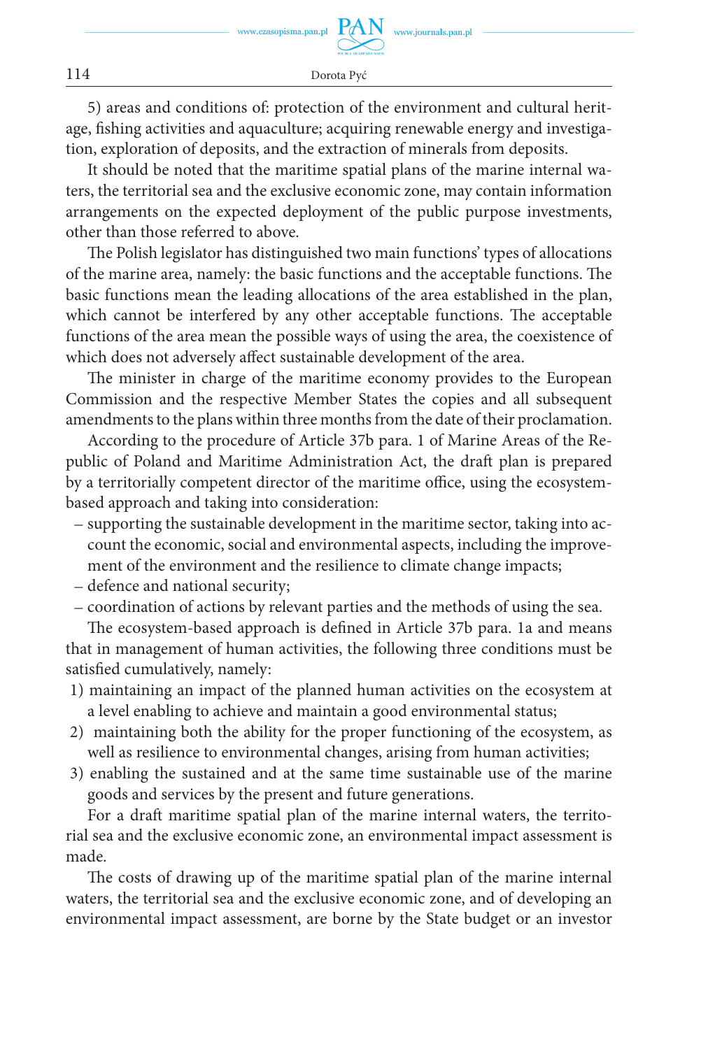5) areas and conditions of: protection of the environment and cultural heritage, fishing activities and aquaculture; acquiring renewable energy and investigation, exploration of deposits, and the extraction of minerals from deposits.

It should be noted that the maritime spatial plans of the marine internal waters, the territorial sea and the exclusive economic zone, may contain information arrangements on the expected deployment of the public purpose investments, other than those referred to above.

The Polish legislator has distinguished two main functions' types of allocations of the marine area, namely: the basic functions and the acceptable functions. The basic functions mean the leading allocations of the area established in the plan, which cannot be interfered by any other acceptable functions. The acceptable functions of the area mean the possible ways of using the area, the coexistence of which does not adversely affect sustainable development of the area.

The minister in charge of the maritime economy provides to the European Commission and the respective Member States the copies and all subsequent amendments to the plans within three months from the date of their proclamation.

According to the procedure of Article 37b para. 1 of Marine Areas of the Republic of Poland and Maritime Administration Act, the draft plan is prepared by a territorially competent director of the maritime office, using the ecosystem-based approach and taking into consideration:

- supporting the sustainable development in the maritime sector, taking into account the economic, social and environmental aspects, including the improvement of the environment and the resilience to climate change impacts;
- defence and national security;
- coordination of actions by relevant parties and the methods of using the sea.

The ecosystem-based approach is defined in Article 37b para. 1a and means that in management of human activities, the following three conditions must be satisfied cumulatively, namely:

1) maintaining an impact of the planned human activities on the ecosystem at a level enabling to achieve and maintain a good environmental status;
2) maintaining both the ability for the proper functioning of the ecosystem, as well as resilience to environmental changes, arising from human activities;
3) enabling the sustained and at the same time sustainable use of the marine goods and services by the present and future generations.

For a draft maritime spatial plan of the marine internal waters, the territorial sea and the exclusive economic zone, an environmental impact assessment is made.

The costs of drawing up of the maritime spatial plan of the marine internal waters, the territorial sea and the exclusive economic zone, and of developing an environmental impact assessment, are borne by the State budget or an investor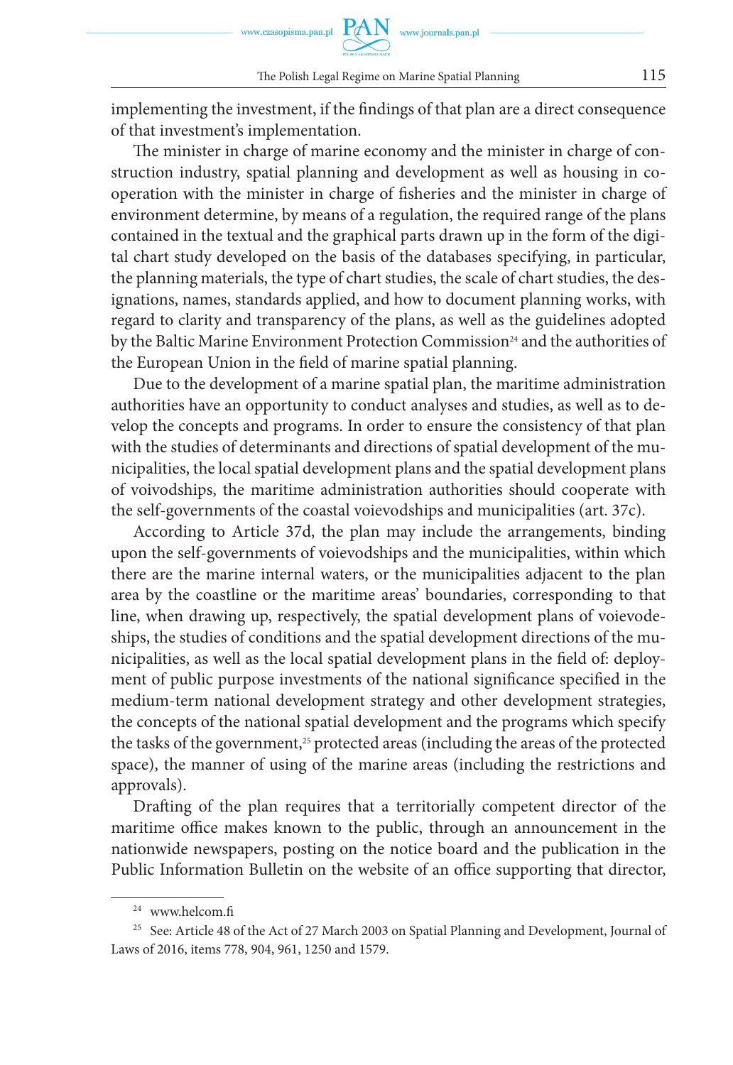implementing the investment, if the findings of that plan are a direct consequence of that investment's implementation.

The minister in charge of marine economy and the minister in charge of construction industry, spatial planning and development as well as housing in cooperation with the minister in charge of fisheries and the minister in charge of environment determine, by means of a regulation, the required range of the plans contained in the textual and the graphical parts drawn up in the form of the digital chart study developed on the basis of the databases specifying, in particular, the planning materials, the type of chart studies, the scale of chart studies, the designations, names, standards applied, and how to document planning works, with regard to clarity and transparency of the plans, as well as the guidelines adopted by the Baltic Marine Environment Protection Commission[24] and the authorities of the European Union in the field of marine spatial planning.

Due to the development of a marine spatial plan, the maritime administration authorities have an opportunity to conduct analyses and studies, as well as to develop the concepts and programs. In order to ensure the consistency of that plan with the studies of determinants and directions of spatial development of the municipalities, the local spatial development plans and the spatial development plans of voivodships, the maritime administration authorities should cooperate with the self-governments of the coastal voievodships and municipalities (art. 37c).

According to Article 37d, the plan may include the arrangements, binding upon the self-governments of voievodships and the municipalities, within which there are the marine internal waters, or the municipalities adjacent to the plan area by the coastline or the maritime areas' boundaries, corresponding to that line, when drawing up, respectively, the spatial development plans of voievodeships, the studies of conditions and the spatial development directions of the municipalities, as well as the local spatial development plans in the field of: deployment of public purpose investments of the national significance specified in the medium-term national development strategy and other development strategies, the concepts of the national spatial development and the programs which specify the tasks of the government,[25] protected areas (including the areas of the protected space), the manner of using of the marine areas (including the restrictions and approvals).

Drafting of the plan requires that a territorially competent director of the maritime office makes known to the public, through an announcement in the nationwide newspapers, posting on the notice board and the publication in the Public Information Bulletin on the website of an office supporting that director,

---

[24] www.helcom.fi

[25] See: Article 48 of the Act of 27 March 2003 on Spatial Planning and Development, Journal of Laws of 2016, items 778, 904, 961, 1250 and 1579.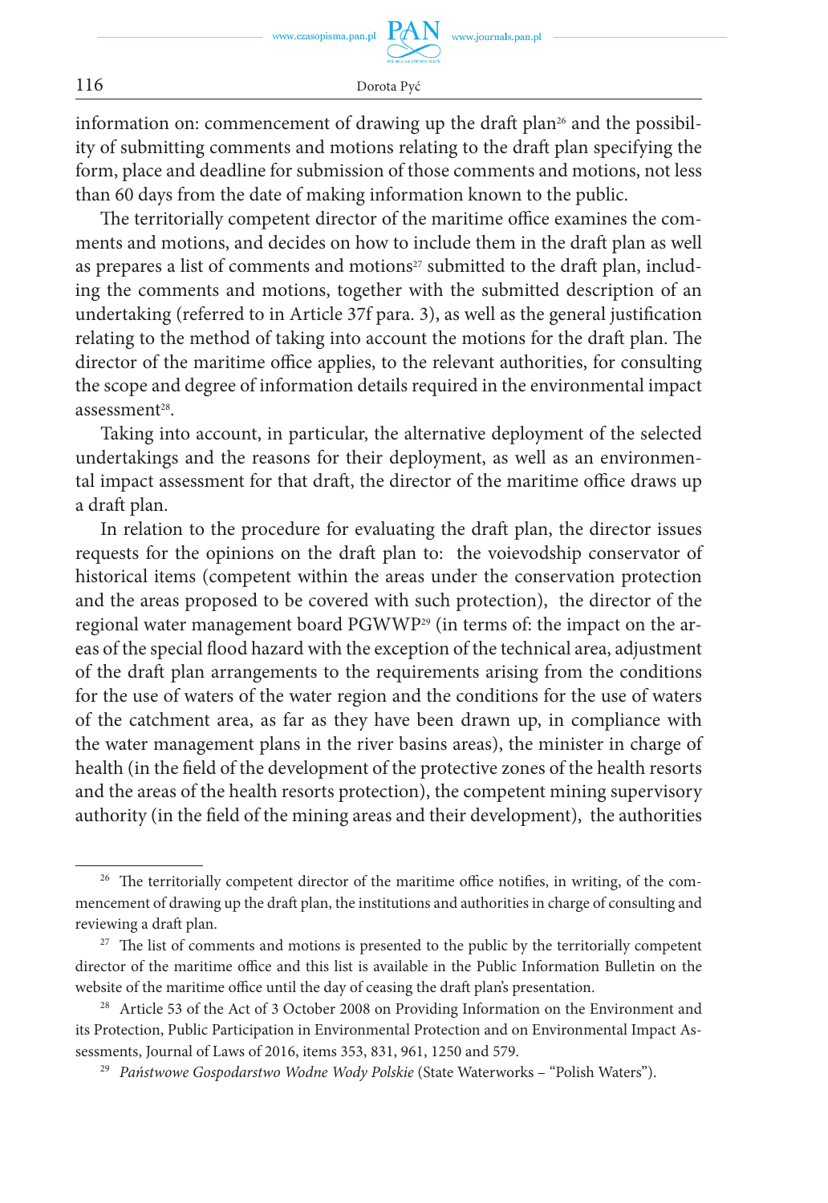information on: commencement of drawing up the draft plan[26] and the possibility of submitting comments and motions relating to the draft plan specifying the form, place and deadline for submission of those comments and motions, not less than 60 days from the date of making information known to the public.

The territorially competent director of the maritime office examines the comments and motions, and decides on how to include them in the draft plan as well as prepares a list of comments and motions[27] submitted to the draft plan, including the comments and motions, together with the submitted description of an undertaking (referred to in Article 37f para. 3), as well as the general justification relating to the method of taking into account the motions for the draft plan. The director of the maritime office applies, to the relevant authorities, for consulting the scope and degree of information details required in the environmental impact assessment[28].

Taking into account, in particular, the alternative deployment of the selected undertakings and the reasons for their deployment, as well as an environmental impact assessment for that draft, the director of the maritime office draws up a draft plan.

In relation to the procedure for evaluating the draft plan, the director issues requests for the opinions on the draft plan to: the voievodship conservator of historical items (competent within the areas under the conservation protection and the areas proposed to be covered with such protection), the director of the regional water management board PGWWP[29] (in terms of: the impact on the areas of the special flood hazard with the exception of the technical area, adjustment of the draft plan arrangements to the requirements arising from the conditions for the use of waters of the water region and the conditions for the use of waters of the catchment area, as far as they have been drawn up, in compliance with the water management plans in the river basins areas), the minister in charge of health (in the field of the development of the protective zones of the health resorts and the areas of the health resorts protection), the competent mining supervisory authority (in the field of the mining areas and their development), the authorities

---

[26] The territorially competent director of the maritime office notifies, in writing, of the commencement of drawing up the draft plan, the institutions and authorities in charge of consulting and reviewing a draft plan.

[27] The list of comments and motions is presented to the public by the territorially competent director of the maritime office and this list is available in the Public Information Bulletin on the website of the maritime office until the day of ceasing the draft plan's presentation.

[28] Article 53 of the Act of 3 October 2008 on Providing Information on the Environment and its Protection, Public Participation in Environmental Protection and on Environmental Impact Assessments, Journal of Laws of 2016, items 353, 831, 961, 1250 and 579.

[29] *Państwowe Gospodarstwo Wodne Wody Polskie* (State Waterworks – "Polish Waters").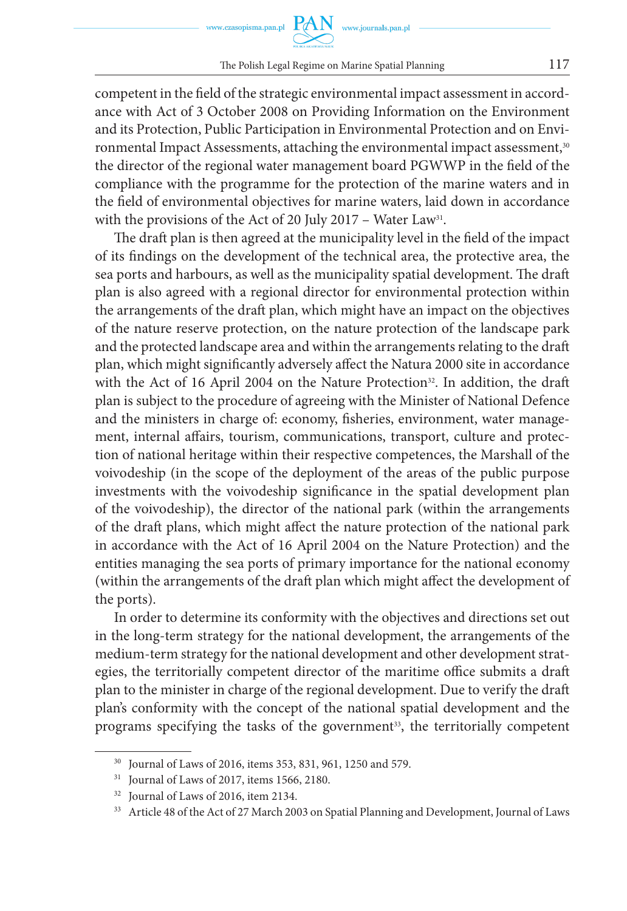competent in the field of the strategic environmental impact assessment in accordance with Act of 3 October 2008 on Providing Information on the Environment and its Protection, Public Participation in Environmental Protection and on Environmental Impact Assessments, attaching the environmental impact assessment,[30] the director of the regional water management board PGWWP in the field of the compliance with the programme for the protection of the marine waters and in the field of environmental objectives for marine waters, laid down in accordance with the provisions of the Act of 20 July 2017 – Water Law[31].

The draft plan is then agreed at the municipality level in the field of the impact of its findings on the development of the technical area, the protective area, the sea ports and harbours, as well as the municipality spatial development. The draft plan is also agreed with a regional director for environmental protection within the arrangements of the draft plan, which might have an impact on the objectives of the nature reserve protection, on the nature protection of the landscape park and the protected landscape area and within the arrangements relating to the draft plan, which might significantly adversely affect the Natura 2000 site in accordance with the Act of 16 April 2004 on the Nature Protection[32]. In addition, the draft plan is subject to the procedure of agreeing with the Minister of National Defence and the ministers in charge of: economy, fisheries, environment, water management, internal affairs, tourism, communications, transport, culture and protection of national heritage within their respective competences, the Marshall of the voivodeship (in the scope of the deployment of the areas of the public purpose investments with the voivodeship significance in the spatial development plan of the voivodeship), the director of the national park (within the arrangements of the draft plans, which might affect the nature protection of the national park in accordance with the Act of 16 April 2004 on the Nature Protection) and the entities managing the sea ports of primary importance for the national economy (within the arrangements of the draft plan which might affect the development of the ports).

In order to determine its conformity with the objectives and directions set out in the long-term strategy for the national development, the arrangements of the medium-term strategy for the national development and other development strategies, the territorially competent director of the maritime office submits a draft plan to the minister in charge of the regional development. Due to verify the draft plan's conformity with the concept of the national spatial development and the programs specifying the tasks of the government[33], the territorially competent

---

[30] Journal of Laws of 2016, items 353, 831, 961, 1250 and 579.

[31] Journal of Laws of 2017, items 1566, 2180.

[32] Journal of Laws of 2016, item 2134.

[33] Article 48 of the Act of 27 March 2003 on Spatial Planning and Development, Journal of Laws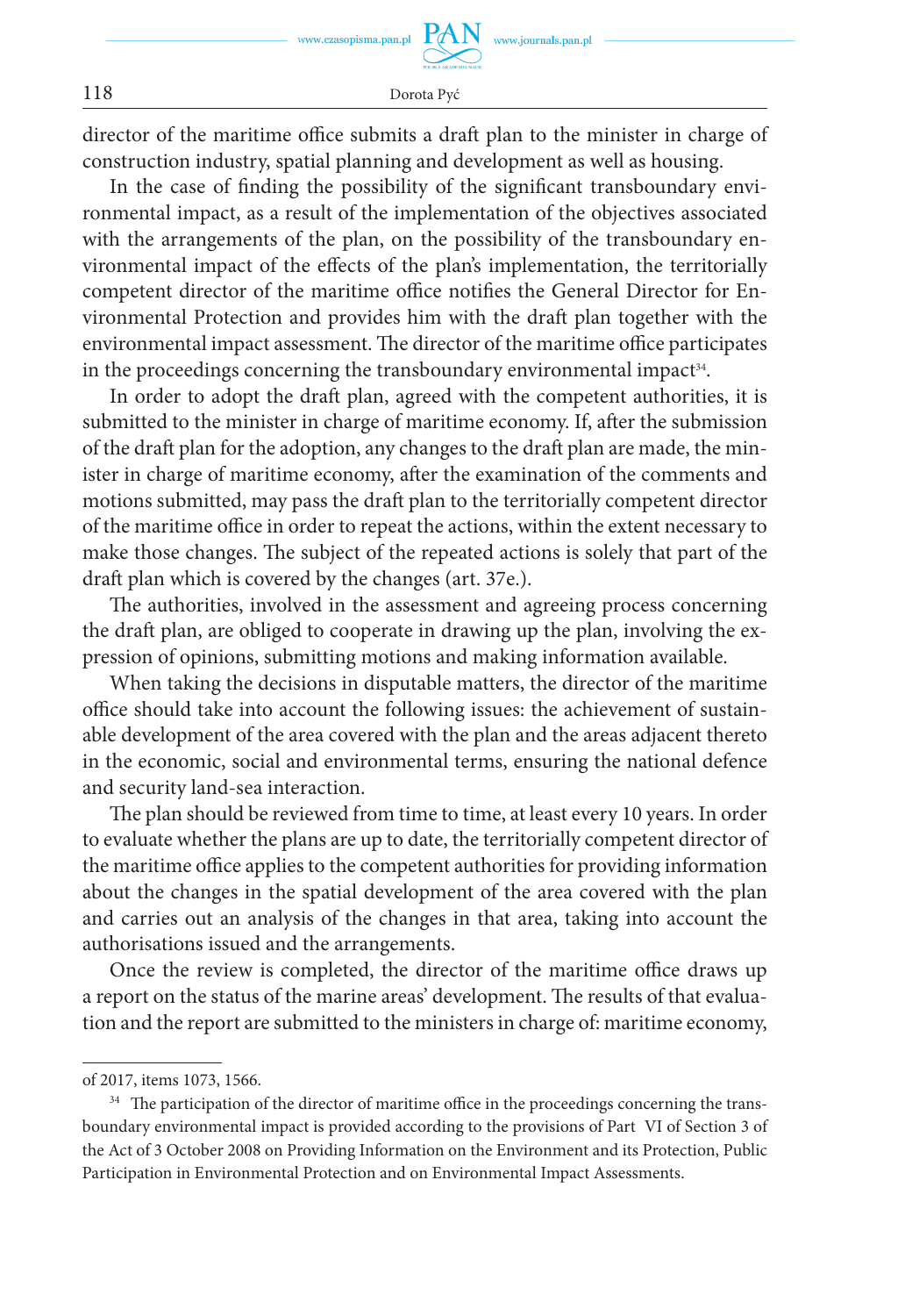director of the maritime office submits a draft plan to the minister in charge of construction industry, spatial planning and development as well as housing.

In the case of finding the possibility of the significant transboundary environmental impact, as a result of the implementation of the objectives associated with the arrangements of the plan, on the possibility of the transboundary environmental impact of the effects of the plan's implementation, the territorially competent director of the maritime office notifies the General Director for Environmental Protection and provides him with the draft plan together with the environmental impact assessment. The director of the maritime office participates in the proceedings concerning the transboundary environmental impact[34].

In order to adopt the draft plan, agreed with the competent authorities, it is submitted to the minister in charge of maritime economy. If, after the submission of the draft plan for the adoption, any changes to the draft plan are made, the minister in charge of maritime economy, after the examination of the comments and motions submitted, may pass the draft plan to the territorially competent director of the maritime office in order to repeat the actions, within the extent necessary to make those changes. The subject of the repeated actions is solely that part of the draft plan which is covered by the changes (art. 37e.).

The authorities, involved in the assessment and agreeing process concerning the draft plan, are obliged to cooperate in drawing up the plan, involving the expression of opinions, submitting motions and making information available.

When taking the decisions in disputable matters, the director of the maritime office should take into account the following issues: the achievement of sustainable development of the area covered with the plan and the areas adjacent thereto in the economic, social and environmental terms, ensuring the national defence and security land-sea interaction.

The plan should be reviewed from time to time, at least every 10 years. In order to evaluate whether the plans are up to date, the territorially competent director of the maritime office applies to the competent authorities for providing information about the changes in the spatial development of the area covered with the plan and carries out an analysis of the changes in that area, taking into account the authorisations issued and the arrangements.

Once the review is completed, the director of the maritime office draws up a report on the status of the marine areas' development. The results of that evaluation and the report are submitted to the ministers in charge of: maritime economy,

---

of 2017, items 1073, 1566.

[34] The participation of the director of maritime office in the proceedings concerning the transboundary environmental impact is provided according to the provisions of Part VI of Section 3 of the Act of 3 October 2008 on Providing Information on the Environment and its Protection, Public Participation in Environmental Protection and on Environmental Impact Assessments.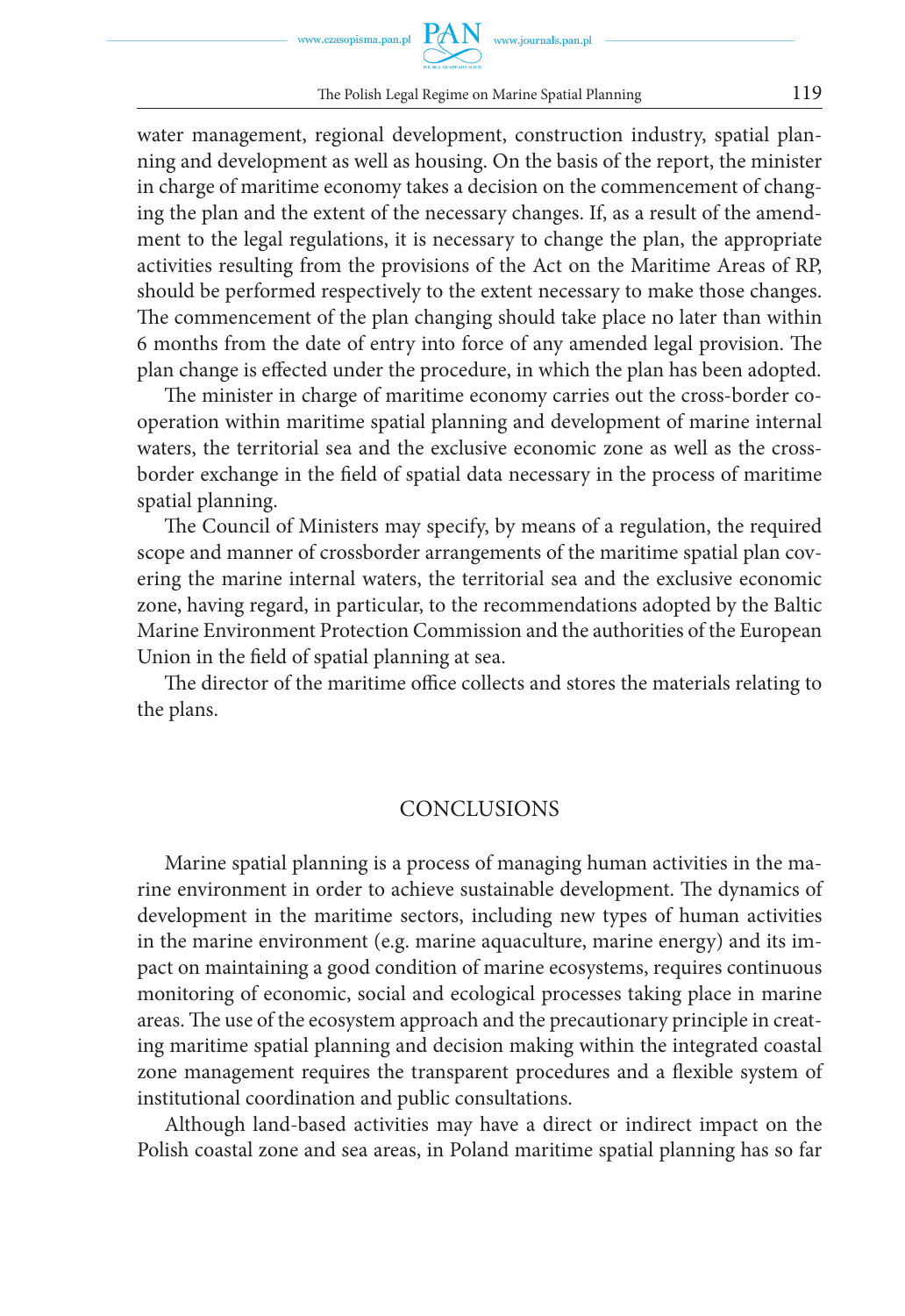water management, regional development, construction industry, spatial planning and development as well as housing. On the basis of the report, the minister in charge of maritime economy takes a decision on the commencement of changing the plan and the extent of the necessary changes. If, as a result of the amendment to the legal regulations, it is necessary to change the plan, the appropriate activities resulting from the provisions of the Act on the Maritime Areas of RP, should be performed respectively to the extent necessary to make those changes. The commencement of the plan changing should take place no later than within 6 months from the date of entry into force of any amended legal provision. The plan change is effected under the procedure, in which the plan has been adopted.

The minister in charge of maritime economy carries out the cross-border cooperation within maritime spatial planning and development of marine internal waters, the territorial sea and the exclusive economic zone as well as the cross-border exchange in the field of spatial data necessary in the process of maritime spatial planning.

The Council of Ministers may specify, by means of a regulation, the required scope and manner of crossborder arrangements of the maritime spatial plan covering the marine internal waters, the territorial sea and the exclusive economic zone, having regard, in particular, to the recommendations adopted by the Baltic Marine Environment Protection Commission and the authorities of the European Union in the field of spatial planning at sea.

The director of the maritime office collects and stores the materials relating to the plans.

## CONCLUSIONS

Marine spatial planning is a process of managing human activities in the marine environment in order to achieve sustainable development. The dynamics of development in the maritime sectors, including new types of human activities in the marine environment (e.g. marine aquaculture, marine energy) and its impact on maintaining a good condition of marine ecosystems, requires continuous monitoring of economic, social and ecological processes taking place in marine areas. The use of the ecosystem approach and the precautionary principle in creating maritime spatial planning and decision making within the integrated coastal zone management requires the transparent procedures and a flexible system of institutional coordination and public consultations.

Although land-based activities may have a direct or indirect impact on the Polish coastal zone and sea areas, in Poland maritime spatial planning has so far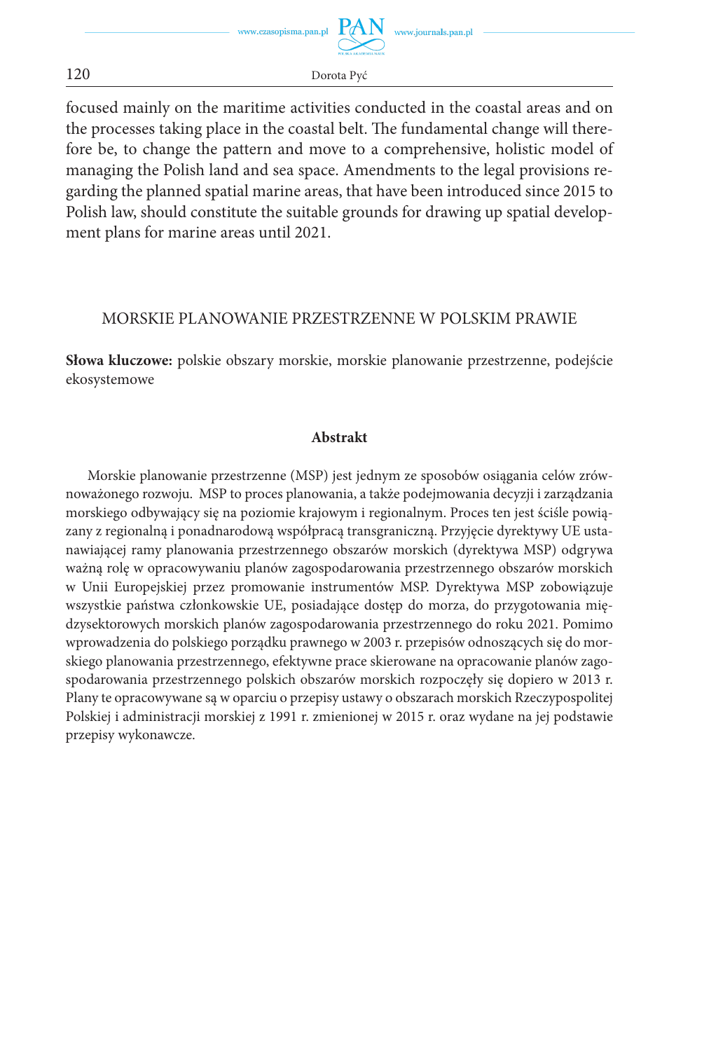focused mainly on the maritime activities conducted in the coastal areas and on the processes taking place in the coastal belt. The fundamental change will therefore be, to change the pattern and move to a comprehensive, holistic model of managing the Polish land and sea space. Amendments to the legal provisions regarding the planned spatial marine areas, that have been introduced since 2015 to Polish law, should constitute the suitable grounds for drawing up spatial development plans for marine areas until 2021.

## MORSKIE PLANOWANIE PRZESTRZENNE W POLSKIM PRAWIE

**Słowa kluczowe:** polskie obszary morskie, morskie planowanie przestrzenne, podejście ekosystemowe

### Abstrakt

Morskie planowanie przestrzenne (MSP) jest jednym ze sposobów osiągania celów zrównoważonego rozwoju. MSP to proces planowania, a także podejmowania decyzji i zarządzania morskiego odbywający się na poziomie krajowym i regionalnym. Proces ten jest ściśle powiązany z regionalną i ponadnarodową współpracą transgraniczną. Przyjęcie dyrektywy UE ustanawiającej ramy planowania przestrzennego obszarów morskich (dyrektywa MSP) odgrywa ważną rolę w opracowywaniu planów zagospodarowania przestrzennego obszarów morskich w Unii Europejskiej przez promowanie instrumentów MSP. Dyrektywa MSP zobowiązuje wszystkie państwa członkowskie UE, posiadające dostęp do morza, do przygotowania międzysektorowych morskich planów zagospodarowania przestrzennego do roku 2021. Pomimo wprowadzenia do polskiego porządku prawnego w 2003 r. przepisów odnoszących się do morskiego planowania przestrzennego, efektywne prace skierowane na opracowanie planów zagospodarowania przestrzennego polskich obszarów morskich rozpoczęły się dopiero w 2013 r. Plany te opracowywane są w oparciu o przepisy ustawy o obszarach morskich Rzeczypospolitej Polskiej i administracji morskiej z 1991 r. zmienionej w 2015 r. oraz wydane na jej podstawie przepisy wykonawcze.